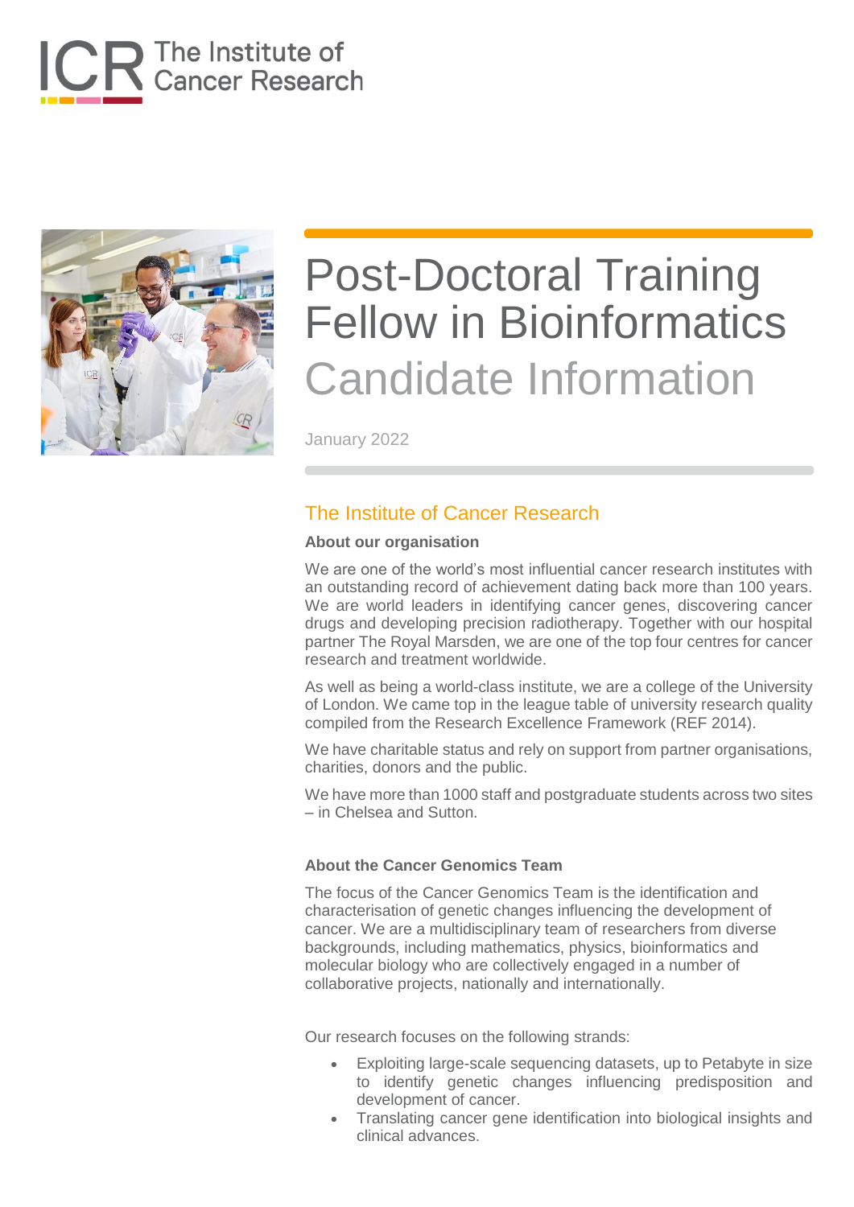The Institute of Cancer Research

# Post-Doctoral Training Fellow in Bioinformatics

## Candidate Information

January 2022

## The Institute of Cancer Research

### About our organisation

We are one of the world's most influential cancer research institutes with an outstanding record of achievement dating back more than 100 years. We are world leaders in identifying cancer genes, discovering cancer drugs and developing precision radiotherapy. Together with our hospital partner The Royal Marsden, we are one of the top four centres for cancer research and treatment worldwide.

As well as being a world-class institute, we are a college of the University of London. We came top in the league table of university research quality compiled from the Research Excellence Framework (REF 2014).

We have charitable status and rely on support from partner organisations, charities, donors and the public.

We have more than 1000 staff and postgraduate students across two sites – in Chelsea and Sutton.

### About the Cancer Genomics Team

The focus of the Cancer Genomics Team is the identification and characterisation of genetic changes influencing the development of cancer. We are a multidisciplinary team of researchers from diverse backgrounds, including mathematics, physics, bioinformatics and molecular biology who are collectively engaged in a number of collaborative projects, nationally and internationally.

Our research focuses on the following strands:

- Exploiting large-scale sequencing datasets, up to Petabyte in size to identify genetic changes influencing predisposition and development of cancer.
- Translating cancer gene identification into biological insights and clinical advances.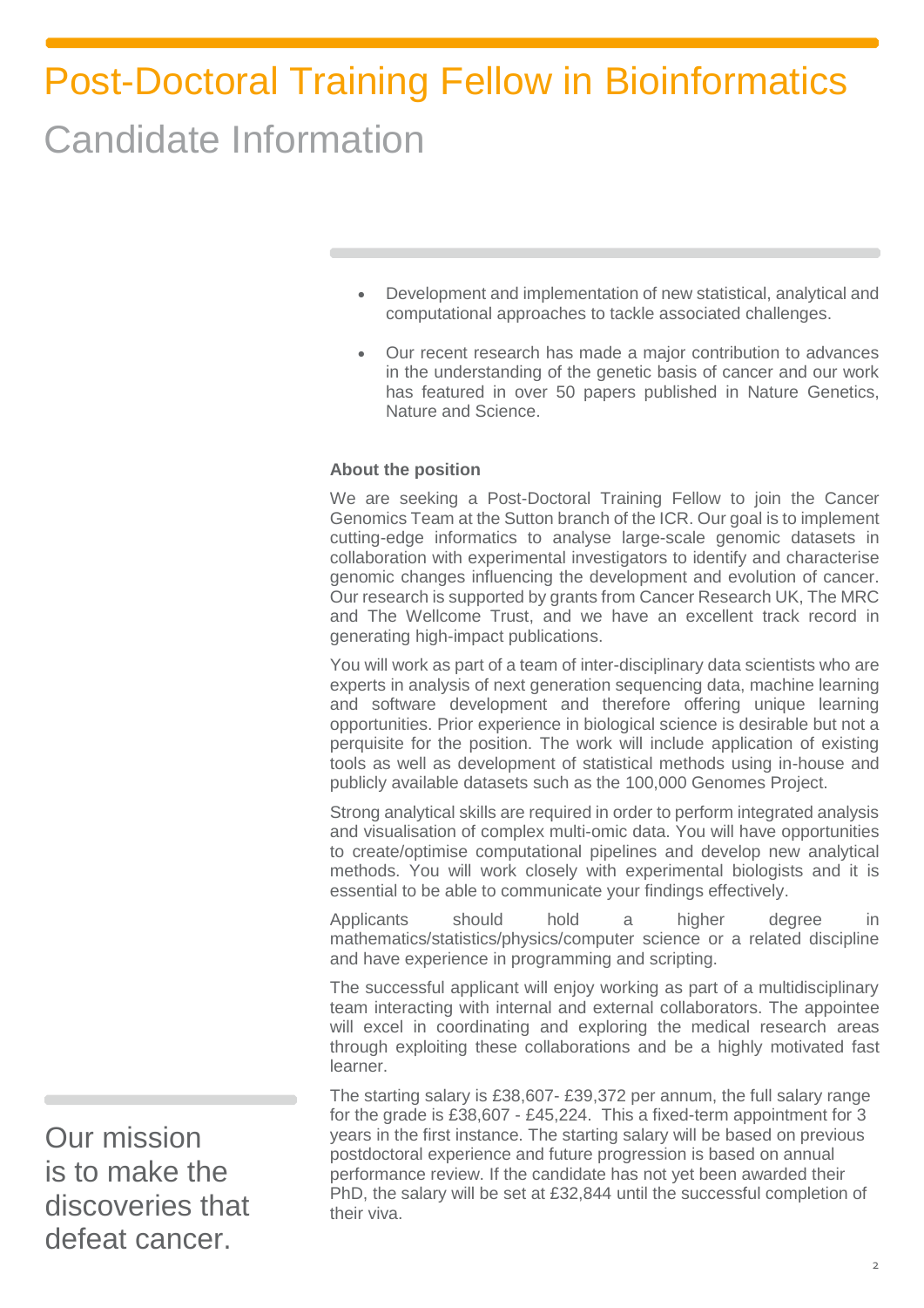# Post-Doctoral Training Fellow in Bioinformatics

## Candidate Information

- Development and implementation of new statistical, analytical and computational approaches to tackle associated challenges.
- Our recent research has made a major contribution to advances in the understanding of the genetic basis of cancer and our work has featured in over 50 papers published in Nature Genetics, Nature and Science.

**About the position**

We are seeking a Post-Doctoral Training Fellow to join the Cancer Genomics Team at the Sutton branch of the ICR. Our goal is to implement cutting-edge informatics to analyse large-scale genomic datasets in collaboration with experimental investigators to identify and characterise genomic changes influencing the development and evolution of cancer. Our research is supported by grants from Cancer Research UK, The MRC and The Wellcome Trust, and we have an excellent track record in generating high-impact publications.

You will work as part of a team of inter-disciplinary data scientists who are experts in analysis of next generation sequencing data, machine learning and software development and therefore offering unique learning opportunities. Prior experience in biological science is desirable but not a perquisite for the position. The work will include application of existing tools as well as development of statistical methods using in-house and publicly available datasets such as the 100,000 Genomes Project.

Strong analytical skills are required in order to perform integrated analysis and visualisation of complex multi-omic data. You will have opportunities to create/optimise computational pipelines and develop new analytical methods. You will work closely with experimental biologists and it is essential to be able to communicate your findings effectively.

Applicants should hold a higher degree in mathematics/statistics/physics/computer science or a related discipline and have experience in programming and scripting.

The successful applicant will enjoy working as part of a multidisciplinary team interacting with internal and external collaborators. The appointee will excel in coordinating and exploring the medical research areas through exploiting these collaborations and be a highly motivated fast learner.

The starting salary is £38,607- £39,372 per annum, the full salary range for the grade is £38,607 - £45,224. This a fixed-term appointment for 3 years in the first instance. The starting salary will be based on previous postdoctoral experience and future progression is based on annual performance review. If the candidate has not yet been awarded their PhD, the salary will be set at £32,844 until the successful completion of their viva.

Our mission is to make the discoveries that defeat cancer.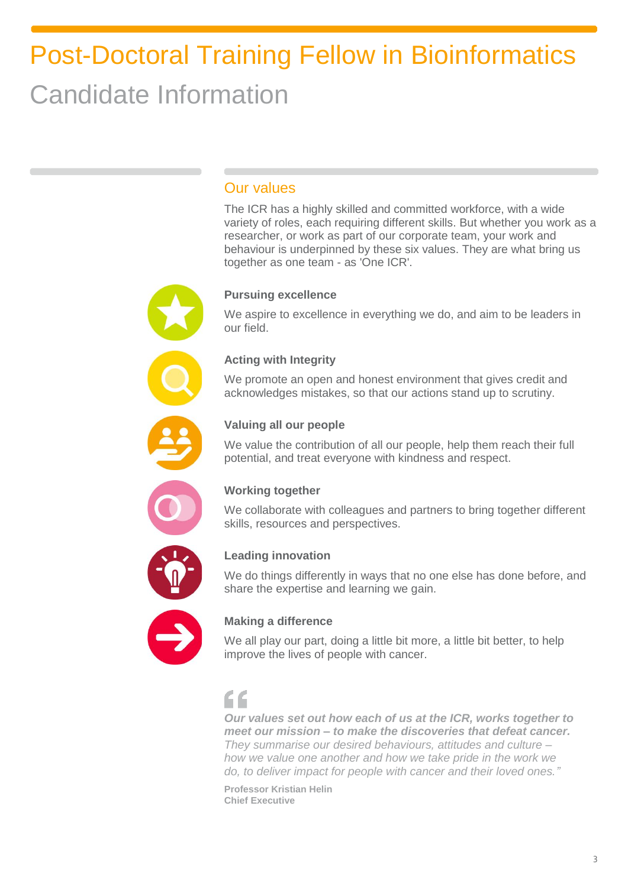# Post-Doctoral Training Fellow in Bioinformatics

## Candidate Information

### Our values

The ICR has a highly skilled and committed workforce, with a wide variety of roles, each requiring different skills. But whether you work as a researcher, or work as part of our corporate team, your work and behaviour is underpinned by these six values. They are what bring us together as one team - as 'One ICR'.

**Pursuing excellence**

We aspire to excellence in everything we do, and aim to be leaders in our field.

**Acting with Integrity**

We promote an open and honest environment that gives credit and acknowledges mistakes, so that our actions stand up to scrutiny.

**Valuing all our people**

We value the contribution of all our people, help them reach their full potential, and treat everyone with kindness and respect.

**Working together**

We collaborate with colleagues and partners to bring together different skills, resources and perspectives.

**Leading innovation**

We do things differently in ways that no one else has done before, and share the expertise and learning we gain.

**Making a difference**

We all play our part, doing a little bit more, a little bit better, to help improve the lives of people with cancer.

> ***Our values set out how each of us at the ICR, works together to meet our mission – to make the discoveries that defeat cancer.*** *They summarise our desired behaviours, attitudes and culture – how we value one another and how we take pride in the work we do, to deliver impact for people with cancer and their loved ones."*

**Professor Kristian Helin**
**Chief Executive**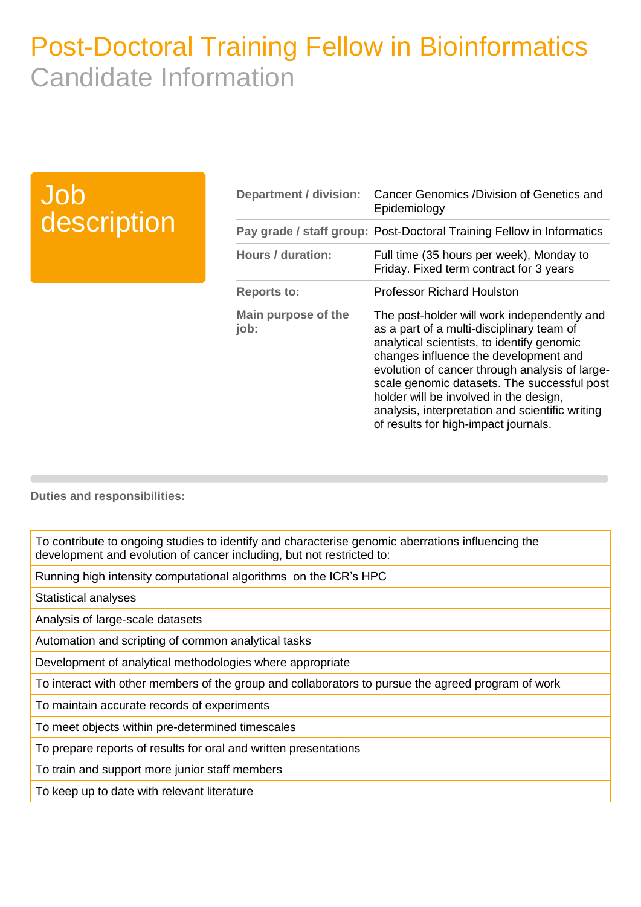# Post-Doctoral Training Fellow in Bioinformatics
## Candidate Information

## Job description

| | |
|---|---|
| **Department / division:** | Cancer Genomics /Division of Genetics and Epidemiology |
| **Pay grade / staff group:** | Post-Doctoral Training Fellow in Informatics |
| **Hours / duration:** | Full time (35 hours per week), Monday to Friday. Fixed term contract for 3 years |
| **Reports to:** | Professor Richard Houlston |
| **Main purpose of the job:** | The post-holder will work independently and as a part of a multi-disciplinary team of analytical scientists, to identify genomic changes influence the development and evolution of cancer through analysis of large-scale genomic datasets. The successful post holder will be involved in the design, analysis, interpretation and scientific writing of results for high-impact journals. |

**Duties and responsibilities:**

| |
|---|
| To contribute to ongoing studies to identify and characterise genomic aberrations influencing the development and evolution of cancer including, but not restricted to: |
| Running high intensity computational algorithms on the ICR's HPC |
| Statistical analyses |
| Analysis of large-scale datasets |
| Automation and scripting of common analytical tasks |
| Development of analytical methodologies where appropriate |
| To interact with other members of the group and collaborators to pursue the agreed program of work |
| To maintain accurate records of experiments |
| To meet objects within pre-determined timescales |
| To prepare reports of results for oral and written presentations |
| To train and support more junior staff members |
| To keep up to date with relevant literature |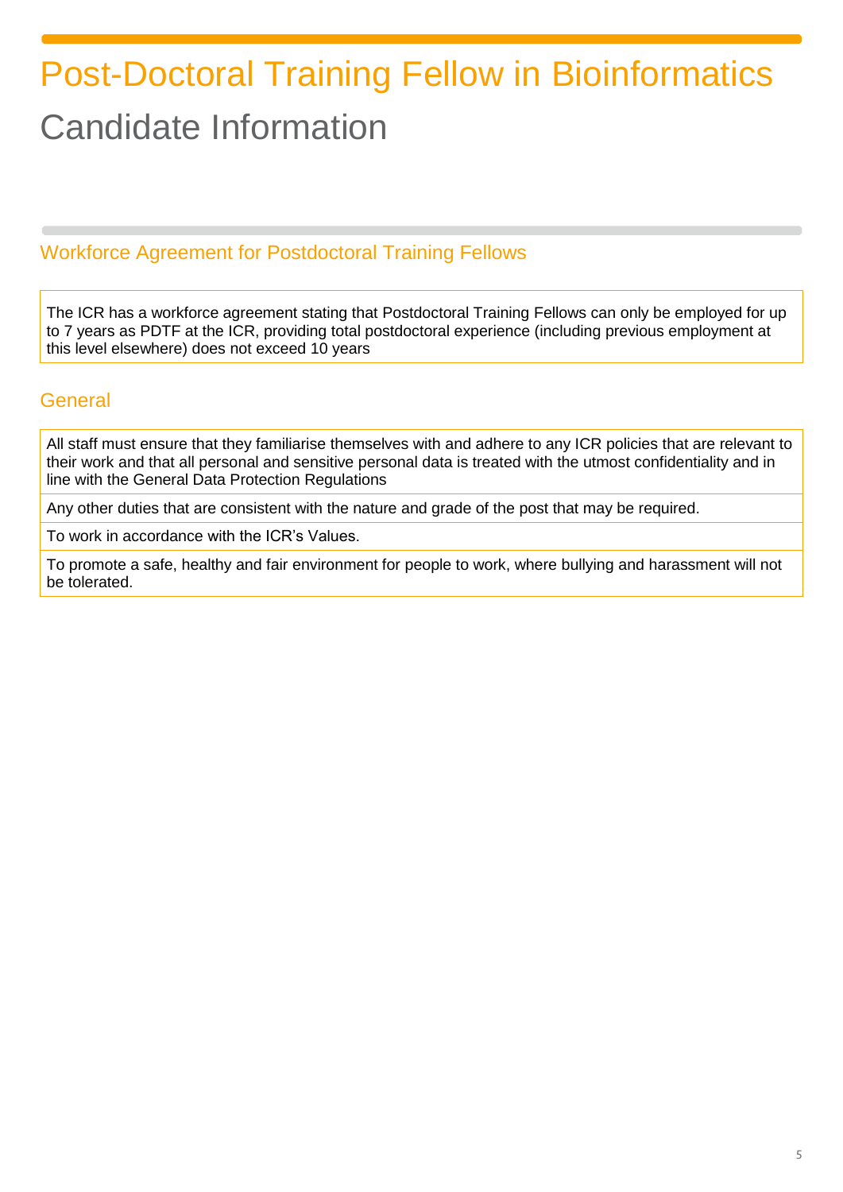# Post-Doctoral Training Fellow in Bioinformatics

# Candidate Information

## Workforce Agreement for Postdoctoral Training Fellows

The ICR has a workforce agreement stating that Postdoctoral Training Fellows can only be employed for up to 7 years as PDTF at the ICR, providing total postdoctoral experience (including previous employment at this level elsewhere) does not exceed 10 years

## General

All staff must ensure that they familiarise themselves with and adhere to any ICR policies that are relevant to their work and that all personal and sensitive personal data is treated with the utmost confidentiality and in line with the General Data Protection Regulations

Any other duties that are consistent with the nature and grade of the post that may be required.

To work in accordance with the ICR's Values.

To promote a safe, healthy and fair environment for people to work, where bullying and harassment will not be tolerated.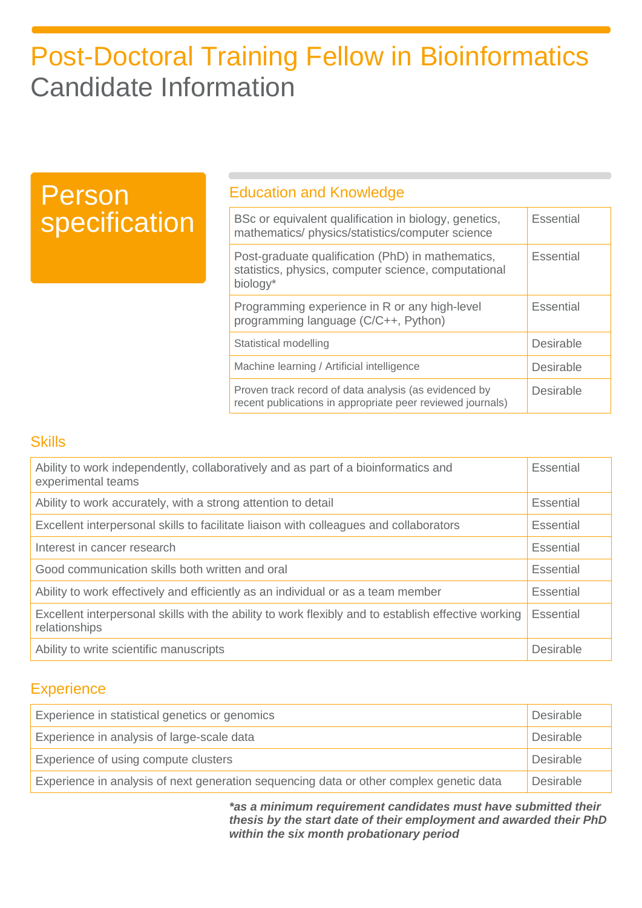# Post-Doctoral Training Fellow in Bioinformatics
## Candidate Information

## Person specification

### Education and Knowledge

| Requirement | |
|---|---|
| BSc or equivalent qualification in biology, genetics, mathematics/ physics/statistics/computer science | Essential |
| Post-graduate qualification (PhD) in mathematics, statistics, physics, computer science, computational biology* | Essential |
| Programming experience in R or any high-level programming language (C/C++, Python) | Essential |
| Statistical modelling | Desirable |
| Machine learning / Artificial intelligence | Desirable |
| Proven track record of data analysis (as evidenced by recent publications in appropriate peer reviewed journals) | Desirable |

### Skills

| Requirement | |
|---|---|
| Ability to work independently, collaboratively and as part of a bioinformatics and experimental teams | Essential |
| Ability to work accurately, with a strong attention to detail | Essential |
| Excellent interpersonal skills to facilitate liaison with colleagues and collaborators | Essential |
| Interest in cancer research | Essential |
| Good communication skills both written and oral | Essential |
| Ability to work effectively and efficiently as an individual or as a team member | Essential |
| Excellent interpersonal skills with the ability to work flexibly and to establish effective working relationships | Essential |
| Ability to write scientific manuscripts | Desirable |

### Experience

| Requirement | |
|---|---|
| Experience in statistical genetics or genomics | Desirable |
| Experience in analysis of large-scale data | Desirable |
| Experience of using compute clusters | Desirable |
| Experience in analysis of next generation sequencing data or other complex genetic data | Desirable |

***as a minimum requirement candidates must have submitted their thesis by the start date of their employment and awarded their PhD within the six month probationary period***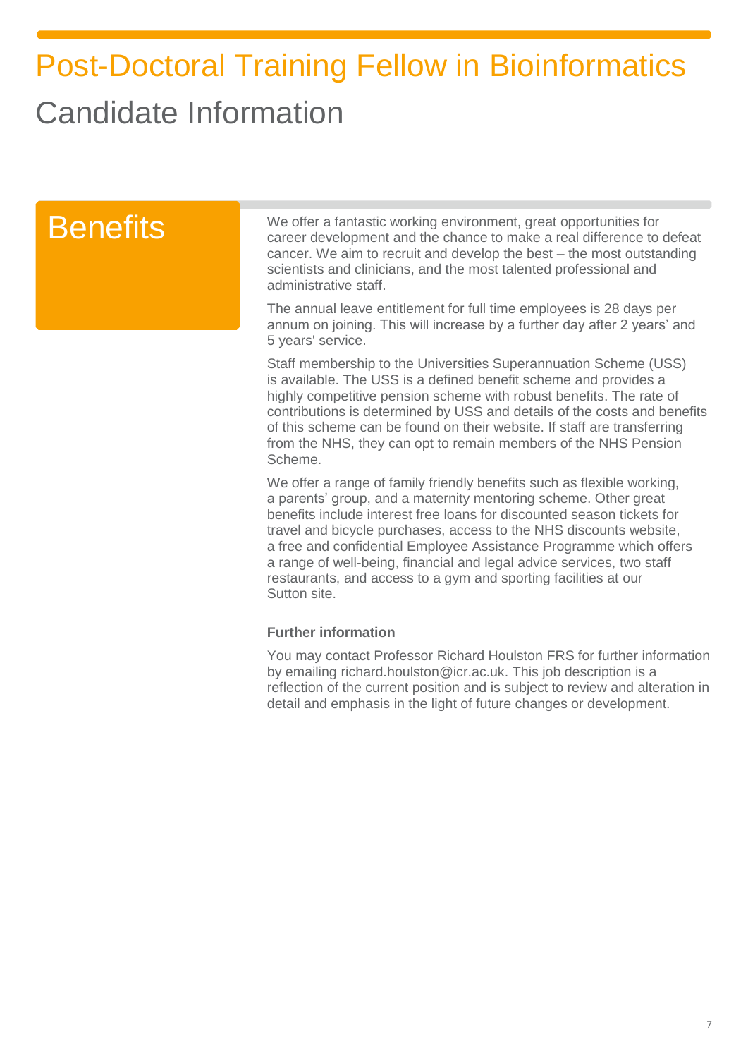# Post-Doctoral Training Fellow in Bioinformatics

Candidate Information

## Benefits

We offer a fantastic working environment, great opportunities for career development and the chance to make a real difference to defeat cancer. We aim to recruit and develop the best – the most outstanding scientists and clinicians, and the most talented professional and administrative staff.

The annual leave entitlement for full time employees is 28 days per annum on joining. This will increase by a further day after 2 years' and 5 years' service.

Staff membership to the Universities Superannuation Scheme (USS) is available. The USS is a defined benefit scheme and provides a highly competitive pension scheme with robust benefits. The rate of contributions is determined by USS and details of the costs and benefits of this scheme can be found on their website. If staff are transferring from the NHS, they can opt to remain members of the NHS Pension Scheme.

We offer a range of family friendly benefits such as flexible working, a parents' group, and a maternity mentoring scheme. Other great benefits include interest free loans for discounted season tickets for travel and bicycle purchases, access to the NHS discounts website, a free and confidential Employee Assistance Programme which offers a range of well-being, financial and legal advice services, two staff restaurants, and access to a gym and sporting facilities at our Sutton site.

**Further information**

You may contact Professor Richard Houlston FRS for further information by emailing richard.houlston@icr.ac.uk. This job description is a reflection of the current position and is subject to review and alteration in detail and emphasis in the light of future changes or development.